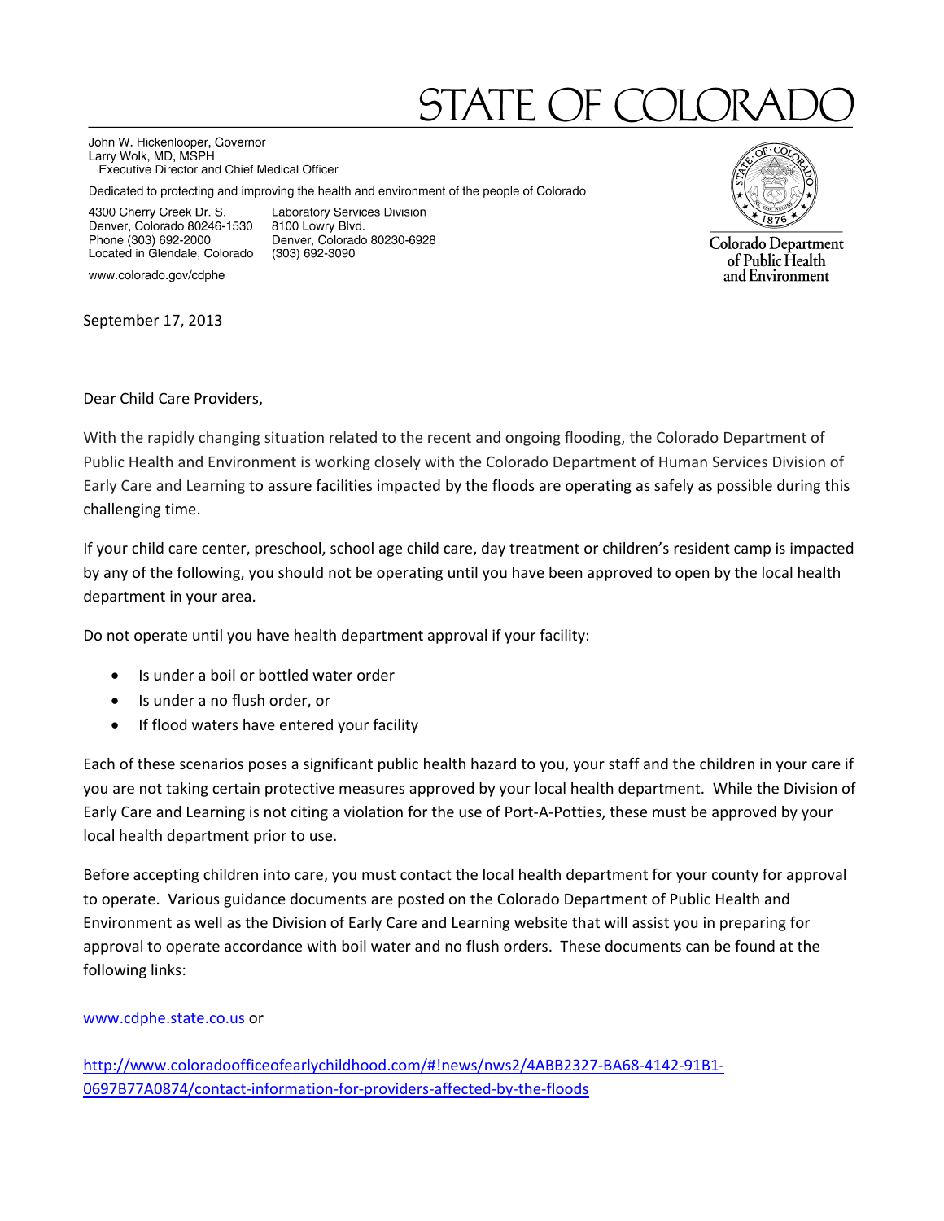# STATE OF COLORADO

John W. Hickenlooper, Governor
Larry Wolk, MD, MSPH
Executive Director and Chief Medical Officer

Dedicated to protecting and improving the health and environment of the people of Colorado

4300 Cherry Creek Dr. S.
Denver, Colorado 80246-1530
Phone (303) 692-2000
Located in Glendale, Colorado

Laboratory Services Division
8100 Lowry Blvd.
Denver, Colorado 80230-6928
(303) 692-3090

www.colorado.gov/cdphe

Colorado Department of Public Health and Environment

September 17, 2013

Dear Child Care Providers,

With the rapidly changing situation related to the recent and ongoing flooding, the Colorado Department of Public Health and Environment is working closely with the Colorado Department of Human Services Division of Early Care and Learning to assure facilities impacted by the floods are operating as safely as possible during this challenging time.

If your child care center, preschool, school age child care, day treatment or children's resident camp is impacted by any of the following, you should not be operating until you have been approved to open by the local health department in your area.

Do not operate until you have health department approval if your facility:

- Is under a boil or bottled water order
- Is under a no flush order, or
- If flood waters have entered your facility

Each of these scenarios poses a significant public health hazard to you, your staff and the children in your care if you are not taking certain protective measures approved by your local health department. While the Division of Early Care and Learning is not citing a violation for the use of Port-A-Potties, these must be approved by your local health department prior to use.

Before accepting children into care, you must contact the local health department for your county for approval to operate. Various guidance documents are posted on the Colorado Department of Public Health and Environment as well as the Division of Early Care and Learning website that will assist you in preparing for approval to operate accordance with boil water and no flush orders. These documents can be found at the following links:

www.cdphe.state.co.us or

http://www.coloradoofficeofearlychildhood.com/#!news/nws2/4ABB2327-BA68-4142-91B1-0697B77A0874/contact-information-for-providers-affected-by-the-floods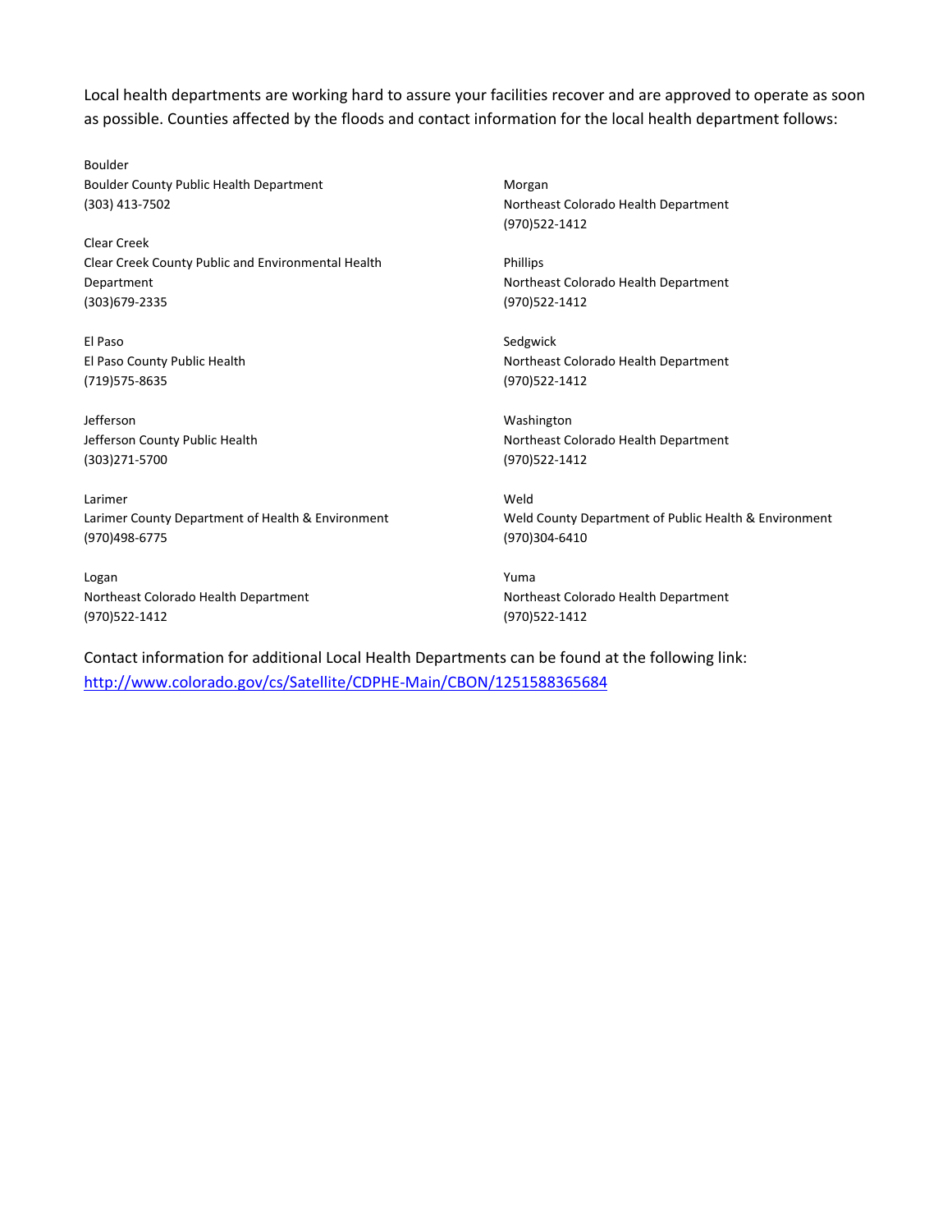Local health departments are working hard to assure your facilities recover and are approved to operate as soon as possible. Counties affected by the floods and contact information for the local health department follows:

Boulder
Boulder County Public Health Department
(303) 413-7502

Clear Creek
Clear Creek County Public and Environmental Health Department
(303)679-2335

El Paso
El Paso County Public Health
(719)575-8635

Jefferson
Jefferson County Public Health
(303)271-5700

Larimer
Larimer County Department of Health & Environment
(970)498-6775

Logan
Northeast Colorado Health Department
(970)522-1412

Morgan
Northeast Colorado Health Department
(970)522-1412

Phillips
Northeast Colorado Health Department
(970)522-1412

Sedgwick
Northeast Colorado Health Department
(970)522-1412

Washington
Northeast Colorado Health Department
(970)522-1412

Weld
Weld County Department of Public Health & Environment
(970)304-6410

Yuma
Northeast Colorado Health Department
(970)522-1412

Contact information for additional Local Health Departments can be found at the following link:
http://www.colorado.gov/cs/Satellite/CDPHE-Main/CBON/1251588365684